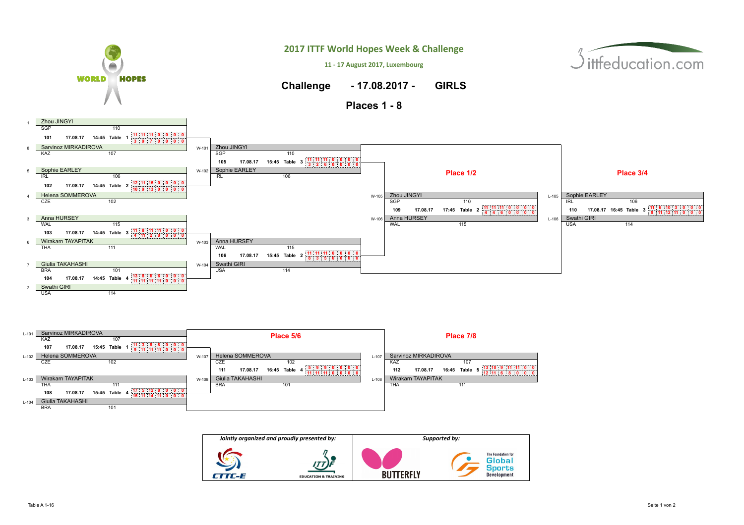# 2017 ITTF World Hopes Week & Challenge

11 - 17 August 2017, Luxembourg

## Challenge - 17.08.2017 - GIRLS

### Places 1 - 8

#### Round 1

| Match | Date | Time | Table | Seed | Player | Assoc. | No. | Games |
|---|---|---|---|---|---|---|---|---|
| 101 | 17.08.17 | 14:45 | 1 | 1 | Zhou JINGYI | SGP | 110 | 11 : 3, 11 : 9, 11 : 7, 0 : 0, 0 : 0, 0 : 0, 0 : 0 |
| | | | | 8 | Sarvinoz MIRKADIROVA | KAZ | 107 | |
| 102 | 17.08.17 | 14:45 | 2 | 5 | Sophie EARLEY | IRL | 106 | 12 : 10, 11 : 9, 15 : 13, 0 : 0, 0 : 0, 0 : 0, 0 : 0 |
| | | | | 4 | Helena SOMMEROVA | CZE | 102 | |
| 103 | 17.08.17 | 14:45 | 3 | 3 | Anna HURSEY | WAL | 115 | 11 : 4, 8 : 11, 11 : 2, 11 : 8, 0 : 0, 0 : 0, 0 : 0 |
| | | | | 6 | Wirakarn TAYAPITAK | THA | 111 | |
| 104 | 17.08.17 | 14:45 | 4 | 7 | Giulia TAKAHASHI | BRA | 101 | 13 : 11, 8 : 11, 6 : 11, 6 : 11, 0 : 0, 0 : 0, 0 : 0 |
| | | | | 2 | Swathi GIRI | USA | 114 | |

#### Semifinals

| Match | Date | Time | Table | Slot | Player | Assoc. | No. | Games |
|---|---|---|---|---|---|---|---|---|
| 105 | 17.08.17 | 15:45 | 3 | W-101 | Zhou JINGYI | SGP | 110 | 11 : 3, 11 : 2, 11 : 6, 0 : 0, 0 : 0, 0 : 0, 0 : 0 |
| | | | | W-102 | Sophie EARLEY | IRL | 106 | |
| 106 | 17.08.17 | 15:45 | 2 | W-103 | Anna HURSEY | WAL | 115 | 11 : 8, 11 : 3, 11 : 5, 0 : 0, 0 : 0, 0 : 0, 0 : 0 |
| | | | | W-104 | Swathi GIRI | USA | 114 | |

#### Place 1/2

| Match | Date | Time | Table | Slot | Player | Assoc. | No. | Games |
|---|---|---|---|---|---|---|---|---|
| 109 | 17.08.17 | 17:45 | 2 | W-105 | Zhou JINGYI | SGP | 110 | 11 : 4, 11 : 4, 11 : 6, 0 : 0, 0 : 0, 0 : 0, 0 : 0 |
| | | | | W-106 | Anna HURSEY | WAL | 115 | |

#### Place 3/4

| Match | Date | Time | Table | Slot | Player | Assoc. | No. | Games |
|---|---|---|---|---|---|---|---|---|
| 110 | 17.08.17 | 16:45 | 3 | L-105 | Sophie EARLEY | IRL | 106 | 11 : 9, 6 : 11, 10 : 12, 3 : 11, 0 : 0, 0 : 0, 0 : 0 |
| | | | | L-106 | Swathi GIRI | USA | 114 | |

#### Places 5 - 8

| Match | Date | Time | Table | Slot | Player | Assoc. | No. | Games |
|---|---|---|---|---|---|---|---|---|
| 107 | 17.08.17 | 15:45 | 1 | L-101 | Sarvinoz MIRKADIROVA | KAZ | 107 | 11 : 9, 3 : 11, 8 : 11, 8 : 11, 0 : 0, 0 : 0, 0 : 0 |
| | | | | L-102 | Helena SOMMEROVA | CZE | 102 | |
| 108 | 17.08.17 | 15:45 | 4 | L-103 | Wirakarn TAYAPITAK | THA | 111 | 17 : 15, 5 : 11, 12 : 14, 8 : 11, 0 : 0, 0 : 0, 0 : 0 |
| | | | | L-104 | Giulia TAKAHASHI | BRA | 101 | |

#### Place 5/6

| Match | Date | Time | Table | Slot | Player | Assoc. | No. | Games |
|---|---|---|---|---|---|---|---|---|
| 111 | 17.08.17 | 16:45 | 4 | W-107 | Helena SOMMEROVA | CZE | 102 | 5 : 11, 9 : 11, 9 : 11, 0 : 0, 0 : 0, 0 : 0, 0 : 0 |
| | | | | W-108 | Giulia TAKAHASHI | BRA | 101 | |

#### Place 7/8

| Match | Date | Time | Table | Slot | Player | Assoc. | No. | Games |
|---|---|---|---|---|---|---|---|---|
| 112 | 17.08.17 | 16:45 | 5 | L-107 | Sarvinoz MIRKADIROVA | KAZ | 107 | 13 : 12, 10 : 11, 9 : 6, 11 : 8, 11 : 0, 0 : 0, 0 : 0 |
| | | | | L-108 | Wirakarn TAYAPITAK | THA | 111 | |

*Jointly organized and proudly presented by:* CTTC-E, ITTF Education & Training

*Supported by:* Butterfly, The Foundation for Global Sports Development

Table A 1-16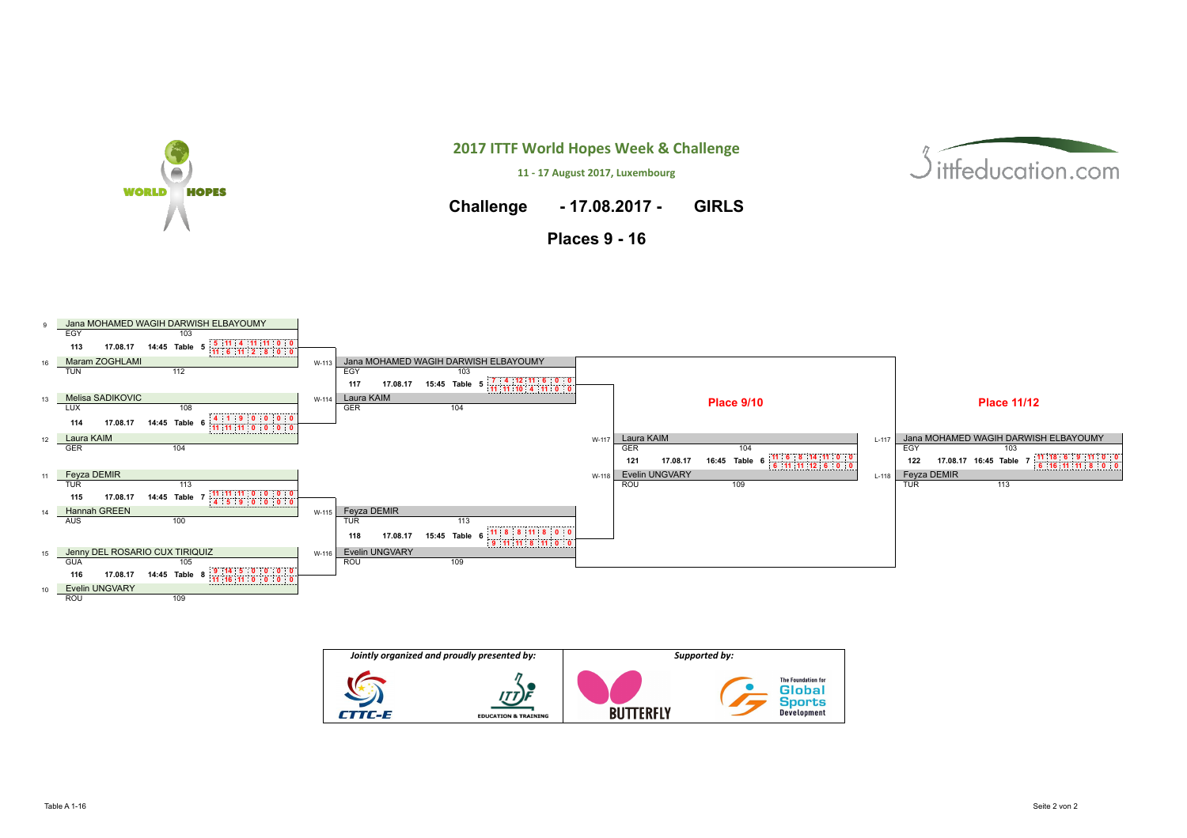# 2017 ITTF World Hopes Week & Challenge

11 - 17 August 2017, Luxembourg

## Challenge - 17.08.2017 - GIRLS

## Places 9 - 16

### First Round

| Seed | Player | Country | No. | Match | Date | Time | Table | Scores |
|---|---|---|---|---|---|---|---|---|
| 9 | Jana MOHAMED WAGIH DARWISH ELBAYOUMY | EGY | 103 | 113 | 17.08.17 | 14:45 | Table 5 | 5:11, 11:6, 4:11, 11:2, 11:8, 0:0, 0:0 |
| 16 | Maram ZOGHLAMI | TUN | 112 | | | | | |
| 13 | Melisa SADIKOVIC | LUX | 108 | 114 | 17.08.17 | 14:45 | Table 6 | 4:11, 1:11, 9:11, 0:0, 0:0, 0:0, 0:0 |
| 12 | Laura KAIM | GER | 104 | | | | | |
| 11 | Feyza DEMIR | TUR | 113 | 115 | 17.08.17 | 14:45 | Table 7 | 11:4, 11:5, 11:9, 0:0, 0:0, 0:0, 0:0 |
| 14 | Hannah GREEN | AUS | 100 | | | | | |
| 15 | Jenny DEL ROSARIO CUX TIRIQUIZ | GUA | 105 | 116 | 17.08.17 | 14:45 | Table 8 | 9:11, 14:16, 5:11, 0:0, 0:0, 0:0, 0:0 |
| 10 | Evelin UNGVARY | ROU | 109 | | | | | |

### Second Round

| Ref. | Player | Country | No. | Match | Date | Time | Table | Scores |
|---|---|---|---|---|---|---|---|---|
| W-113 | Jana MOHAMED WAGIH DARWISH ELBAYOUMY | EGY | 103 | 117 | 17.08.17 | 15:45 | Table 5 | 7:11, 4:11, 12:10, 11:4, 6:11, 0:0, 0:0 |
| W-114 | Laura KAIM | GER | 104 | | | | | |
| W-115 | Feyza DEMIR | TUR | 113 | 118 | 17.08.17 | 15:45 | Table 6 | 11:9, 8:11, 8:11, 11:8, 8:11, 0:0, 0:0 |
| W-116 | Evelin UNGVARY | ROU | 109 | | | | | |

### Place 9/10

| Ref. | Player | Country | No. | Match | Date | Time | Table | Scores |
|---|---|---|---|---|---|---|---|---|
| W-117 | Laura KAIM | GER | 104 | 121 | 17.08.17 | 16:45 | Table 6 | 11:6, 6:11, 8:11, 14:12, 11:6, 0:0, 0:0 |
| W-118 | Evelin UNGVARY | ROU | 109 | | | | | |

### Place 11/12

| Ref. | Player | Country | No. | Match | Date | Time | Table | Scores |
|---|---|---|---|---|---|---|---|---|
| L-117 | Jana MOHAMED WAGIH DARWISH ELBAYOUMY | EGY | 103 | 122 | 17.08.17 | 16:45 | Table 7 | 11:6, 18:16, 6:11, 9:11, 11:8, 0:0, 0:0 |
| L-118 | Feyza DEMIR | TUR | 113 | | | | | |

*Jointly organized and proudly presented by:*

CTTC-E

ITTF EDUCATION & TRAINING

*Supported by:*

BUTTERFLY

The Foundation for Global Sports Development

Table A 1-16